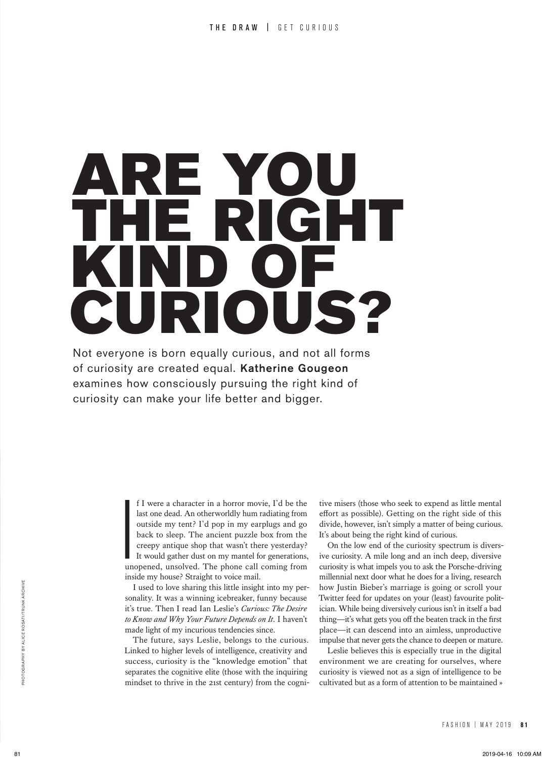# ARE YOU THE RIGHT KIND OF CURIOUS?

Not everyone is born equally curious, and not all forms of curiosity are created equal. **Katherine Gougeon** examines how consciously pursuing the right kind of curiosity can make your life better and bigger.

If I were a character in a horror movie, I'd be the last one dead. An otherworldly hum radiating from outside my tent? I'd pop in my earplugs and go back to sleep. The ancient puzzle box from the creepy antique shop that wasn't there yesterday? It would gather dust on my mantel for generations, unopened, unsolved. The phone call coming from inside my house? Straight to voice mail.

I used to love sharing this little insight into my personality. It was a winning icebreaker, funny because it's true. Then I read Ian Leslie's *Curious: The Desire to Know and Why Your Future Depends on It*. I haven't made light of my incurious tendencies since.

The future, says Leslie, belongs to the curious. Linked to higher levels of intelligence, creativity and success, curiosity is the "knowledge emotion" that separates the cognitive elite (those with the inquiring mindset to thrive in the 21st century) from the cognitive misers (those who seek to expend as little mental effort as possible). Getting on the right side of this divide, however, isn't simply a matter of being curious. It's about being the right kind of curious.

On the low end of the curiosity spectrum is diversive curiosity. A mile long and an inch deep, diversive curiosity is what impels you to ask the Porsche-driving millennial next door what he does for a living, research how Justin Bieber's marriage is going or scroll your Twitter feed for updates on your (least) favourite politician. While being diversively curious isn't in itself a bad thing—it's what gets you off the beaten track in the first place—it can descend into an aimless, unproductive impulse that never gets the chance to deepen or mature.

Leslie believes this is especially true in the digital environment we are creating for ourselves, where curiosity is viewed not as a sign of intelligence to be cultivated but as a form of attention to be maintained »

PHOTOGRAPHY BY ALICE ROSATI/TRUNK ARCHIVE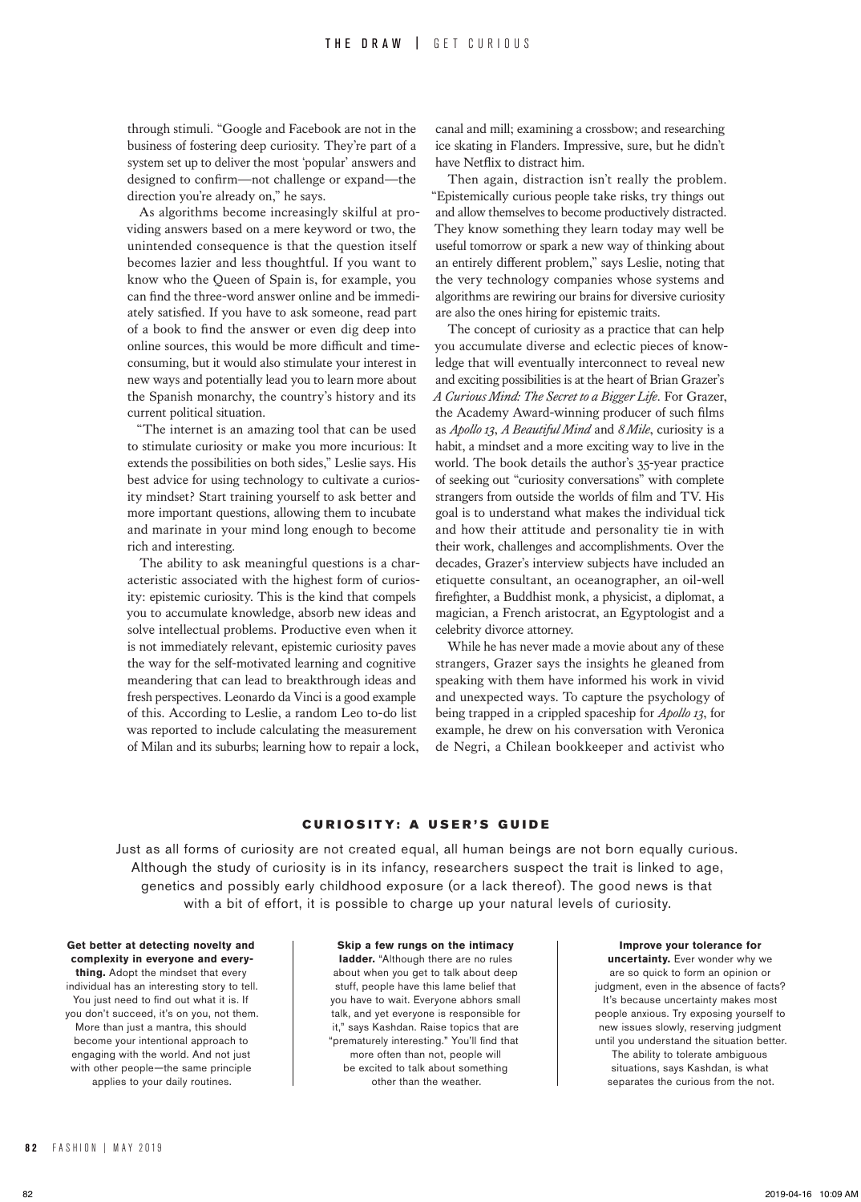through stimuli. "Google and Facebook are not in the business of fostering deep curiosity. They're part of a system set up to deliver the most 'popular' answers and designed to confirm—not challenge or expand—the direction you're already on," he says.

As algorithms become increasingly skilful at providing answers based on a mere keyword or two, the unintended consequence is that the question itself becomes lazier and less thoughtful. If you want to know who the Queen of Spain is, for example, you can find the three-word answer online and be immediately satisfied. If you have to ask someone, read part of a book to find the answer or even dig deep into online sources, this would be more difficult and time-consuming, but it would also stimulate your interest in new ways and potentially lead you to learn more about the Spanish monarchy, the country's history and its current political situation.

"The internet is an amazing tool that can be used to stimulate curiosity or make you more incurious: It extends the possibilities on both sides," Leslie says. His best advice for using technology to cultivate a curiosity mindset? Start training yourself to ask better and more important questions, allowing them to incubate and marinate in your mind long enough to become rich and interesting.

The ability to ask meaningful questions is a characteristic associated with the highest form of curiosity: epistemic curiosity. This is the kind that compels you to accumulate knowledge, absorb new ideas and solve intellectual problems. Productive even when it is not immediately relevant, epistemic curiosity paves the way for the self-motivated learning and cognitive meandering that can lead to breakthrough ideas and fresh perspectives. Leonardo da Vinci is a good example of this. According to Leslie, a random Leo to-do list was reported to include calculating the measurement of Milan and its suburbs; learning how to repair a lock, canal and mill; examining a crossbow; and researching ice skating in Flanders. Impressive, sure, but he didn't have Netflix to distract him.

Then again, distraction isn't really the problem. "Epistemically curious people take risks, try things out and allow themselves to become productively distracted. They know something they learn today may well be useful tomorrow or spark a new way of thinking about an entirely different problem," says Leslie, noting that the very technology companies whose systems and algorithms are rewiring our brains for diversive curiosity are also the ones hiring for epistemic traits.

The concept of curiosity as a practice that can help you accumulate diverse and eclectic pieces of knowledge that will eventually interconnect to reveal new and exciting possibilities is at the heart of Brian Grazer's *A Curious Mind: The Secret to a Bigger Life*. For Grazer, the Academy Award-winning producer of such films as *Apollo 13*, *A Beautiful Mind* and *8 Mile*, curiosity is a habit, a mindset and a more exciting way to live in the world. The book details the author's 35-year practice of seeking out "curiosity conversations" with complete strangers from outside the worlds of film and TV. His goal is to understand what makes the individual tick and how their attitude and personality tie in with their work, challenges and accomplishments. Over the decades, Grazer's interview subjects have included an etiquette consultant, an oceanographer, an oil-well firefighter, a Buddhist monk, a physicist, a diplomat, a magician, a French aristocrat, an Egyptologist and a celebrity divorce attorney.

While he has never made a movie about any of these strangers, Grazer says the insights he gleaned from speaking with them have informed his work in vivid and unexpected ways. To capture the psychology of being trapped in a crippled spaceship for *Apollo 13*, for example, he drew on his conversation with Veronica de Negri, a Chilean bookkeeper and activist who

## CURIOSITY: A USER'S GUIDE

Just as all forms of curiosity are not created equal, all human beings are not born equally curious. Although the study of curiosity is in its infancy, researchers suspect the trait is linked to age, genetics and possibly early childhood exposure (or a lack thereof). The good news is that with a bit of effort, it is possible to charge up your natural levels of curiosity.

**Get better at detecting novelty and complexity in everyone and everything.** Adopt the mindset that every individual has an interesting story to tell. You just need to find out what it is. If you don't succeed, it's on you, not them. More than just a mantra, this should become your intentional approach to engaging with the world. And not just with other people—the same principle applies to your daily routines.

**Skip a few rungs on the intimacy ladder.** "Although there are no rules about when you get to talk about deep stuff, people have this lame belief that you have to wait. Everyone abhors small talk, and yet everyone is responsible for it," says Kashdan. Raise topics that are "prematurely interesting." You'll find that more often than not, people will be excited to talk about something other than the weather.

**Improve your tolerance for uncertainty.** Ever wonder why we are so quick to form an opinion or judgment, even in the absence of facts? It's because uncertainty makes most people anxious. Try exposing yourself to new issues slowly, reserving judgment until you understand the situation better. The ability to tolerate ambiguous situations, says Kashdan, is what separates the curious from the not.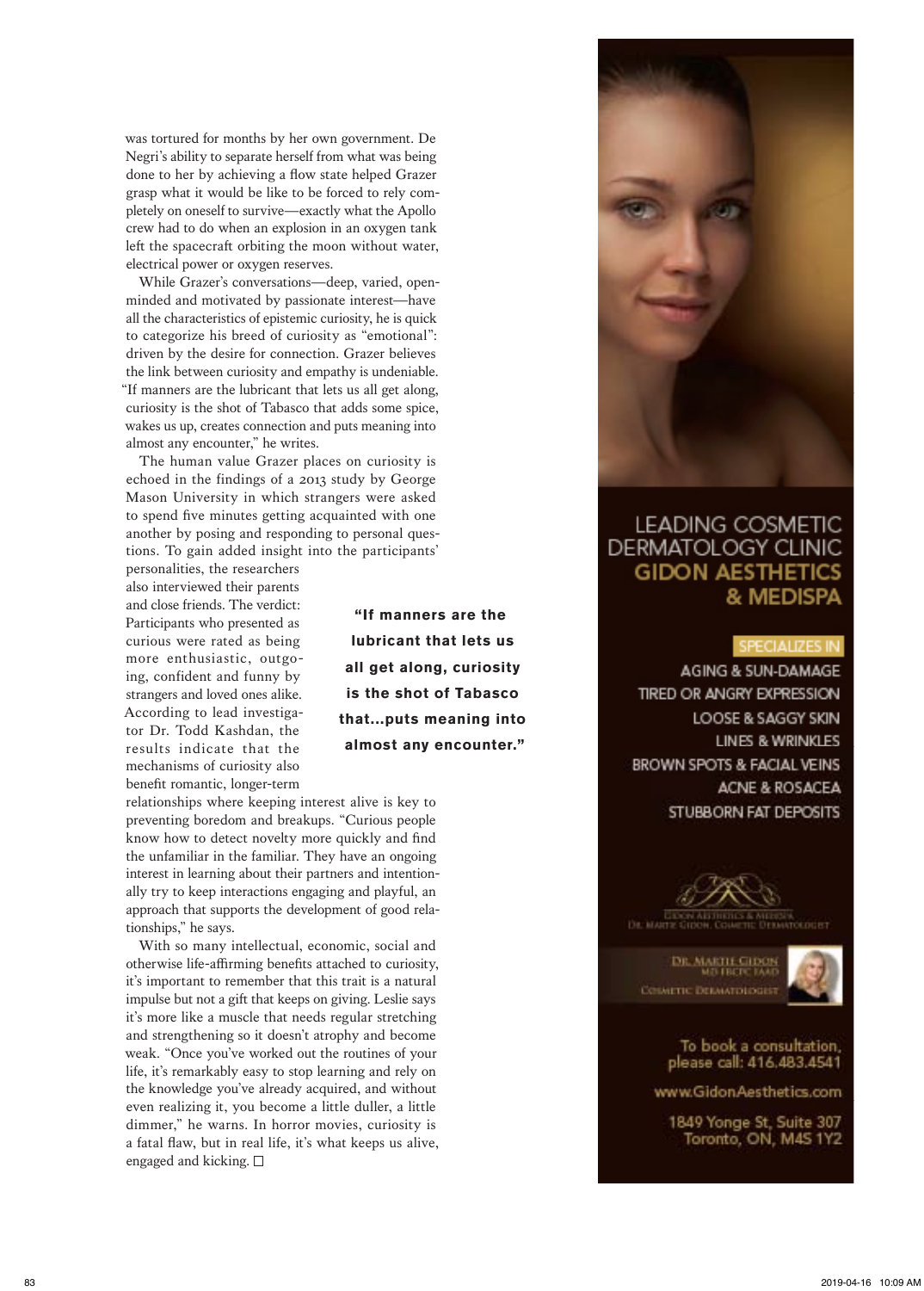was tortured for months by her own government. De Negri's ability to separate herself from what was being done to her by achieving a flow state helped Grazer grasp what it would be like to be forced to rely completely on oneself to survive—exactly what the Apollo crew had to do when an explosion in an oxygen tank left the spacecraft orbiting the moon without water, electrical power or oxygen reserves.

While Grazer's conversations—deep, varied, open-minded and motivated by passionate interest—have all the characteristics of epistemic curiosity, he is quick to categorize his breed of curiosity as "emotional": driven by the desire for connection. Grazer believes the link between curiosity and empathy is undeniable. "If manners are the lubricant that lets us all get along, curiosity is the shot of Tabasco that adds some spice, wakes us up, creates connection and puts meaning into almost any encounter," he writes.

The human value Grazer places on curiosity is echoed in the findings of a 2013 study by George Mason University in which strangers were asked to spend five minutes getting acquainted with one another by posing and responding to personal questions. To gain added insight into the participants' personalities, the researchers also interviewed their parents and close friends. The verdict: Participants who presented as curious were rated as being more enthusiastic, outgoing, confident and funny by strangers and loved ones alike. According to lead investigator Dr. Todd Kashdan, the results indicate that the mechanisms of curiosity also benefit romantic, longer-term relationships where keeping interest alive is key to preventing boredom and breakups. "Curious people know how to detect novelty more quickly and find the unfamiliar in the familiar. They have an ongoing interest in learning about their partners and intentionally try to keep interactions engaging and playful, an approach that supports the development of good relationships," he says.

**"If manners are the lubricant that lets us all get along, curiosity is the shot of Tabasco that...puts meaning into almost any encounter."**

With so many intellectual, economic, social and otherwise life-affirming benefits attached to curiosity, it's important to remember that this trait is a natural impulse but not a gift that keeps on giving. Leslie says it's more like a muscle that needs regular stretching and strengthening so it doesn't atrophy and become weak. "Once you've worked out the routines of your life, it's remarkably easy to stop learning and rely on the knowledge you've already acquired, and without even realizing it, you become a little duller, a little dimmer," he warns. In horror movies, curiosity is a fatal flaw, but in real life, it's what keeps us alive, engaged and kicking. □

LEADING COSMETIC DERMATOLOGY CLINIC
**GIDON AESTHETICS & MEDISPA**

SPECIALIZES IN
AGING & SUN-DAMAGE
TIRED OR ANGRY EXPRESSION
LOOSE & SAGGY SKIN
LINES & WRINKLES
BROWN SPOTS & FACIAL VEINS
ACNE & ROSACEA
STUBBORN FAT DEPOSITS

Gidon Aesthetics & Medispa
Dr. Martie Gidon, Cosmetic Dermatologist

Dr. Martie Gidon
MD FRCPC FAAD
Cosmetic Dermatologist

To book a consultation, please call: 416.483.4541

www.GidonAesthetics.com

1849 Yonge St, Suite 307
Toronto, ON, M4S 1Y2